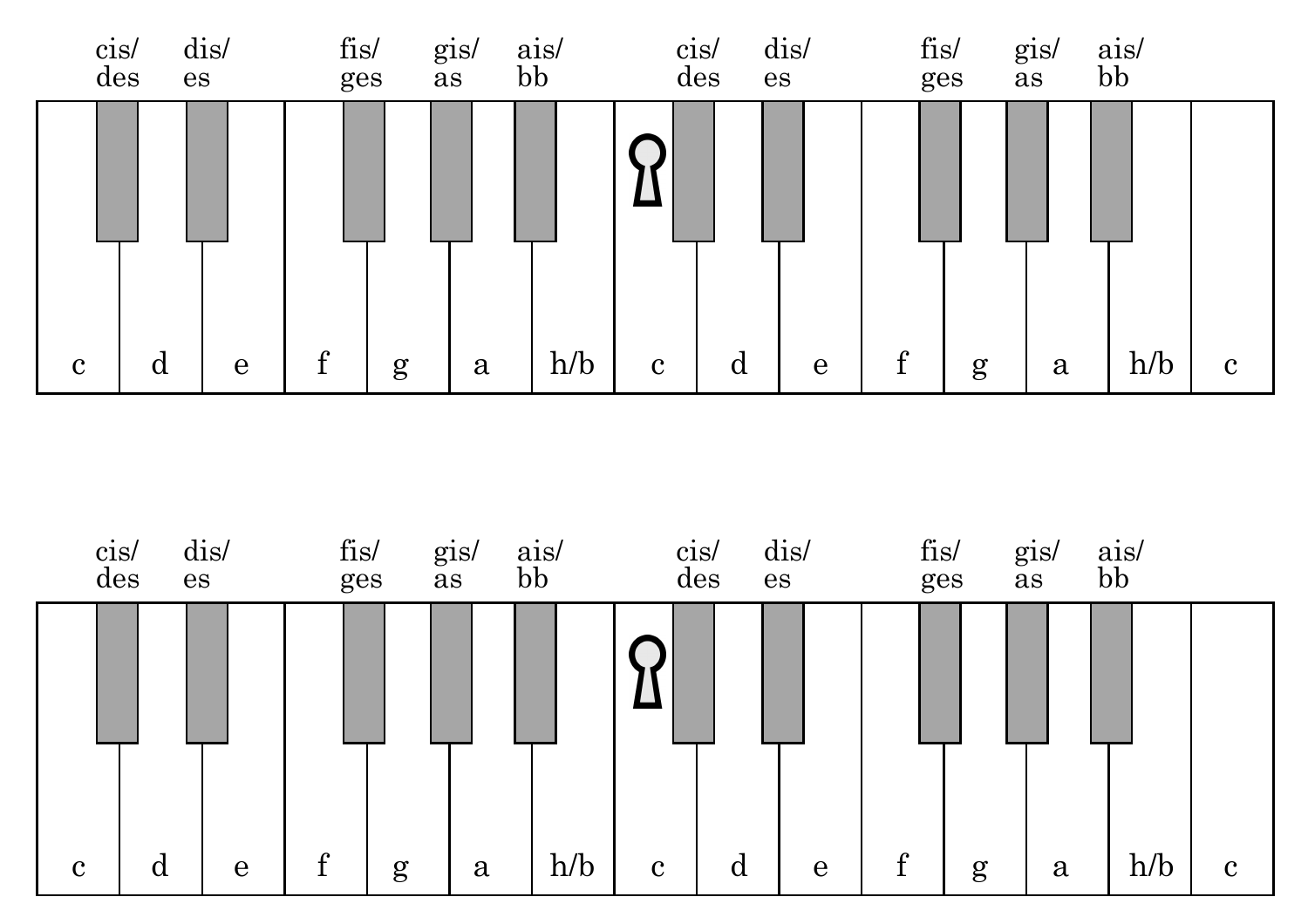cis/ des | dis/ es | fis/ ges | gis/ as | ais/ bb | cis/ des | dis/ es | fis/ ges | gis/ as | ais/ bb

c | d | e | f | g | a | h/b | c | d | e | f | g | a | h/b | c

cis/ des | dis/ es | fis/ ges | gis/ as | ais/ bb | cis/ des | dis/ es | fis/ ges | gis/ as | ais/ bb

c | d | e | f | g | a | h/b | c | d | e | f | g | a | h/b | c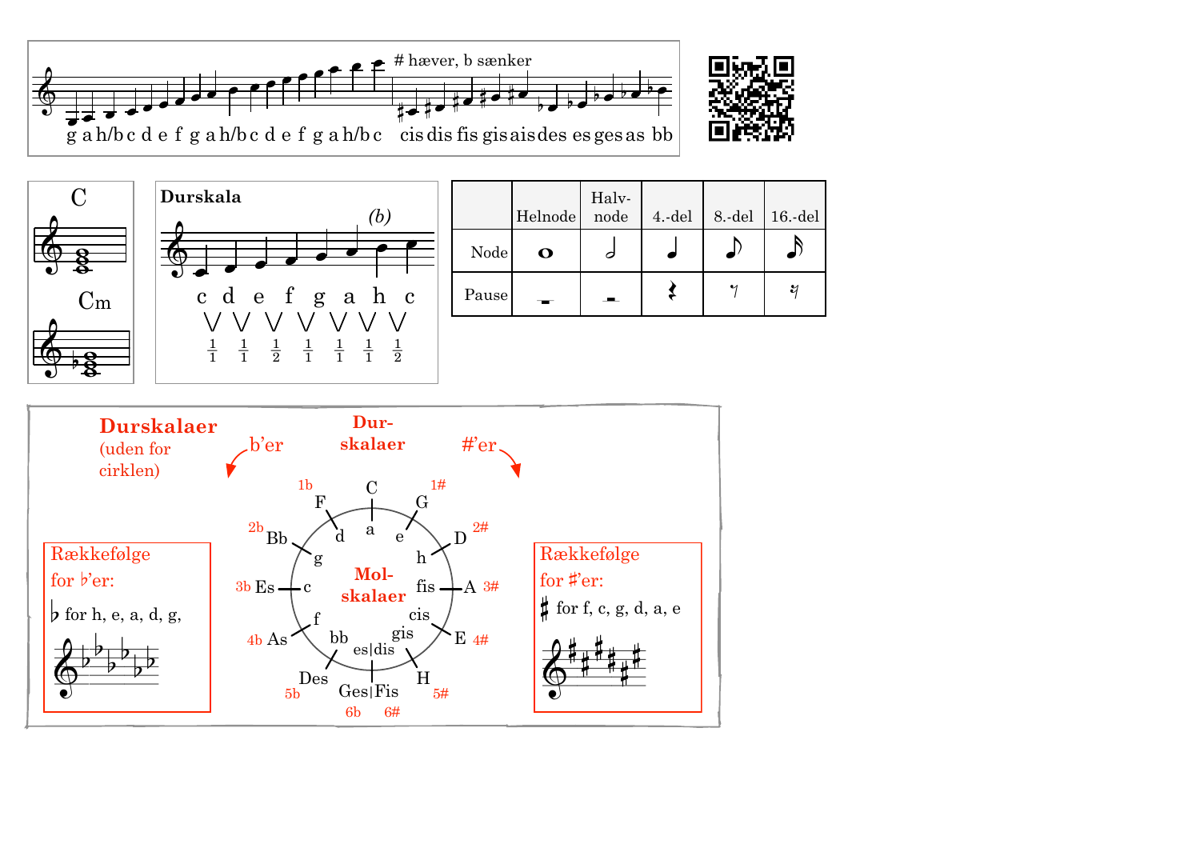\# hæver, b sænker

g a h/b c d e f g a h/b c d e f g a h/b c cis dis fis gis ais des es ges as bb

C

Cm

**Durskala**

*(b)*

c d e f g a h c

$\frac{1}{1}$ $\frac{1}{1}$ $\frac{1}{2}$ $\frac{1}{1}$ $\frac{1}{1}$ $\frac{1}{1}$ $\frac{1}{2}$

| | Helnode | Halv-node | 4.-del | 8.-del | 16.-del |
|---|---|---|---|---|---|
| Node | 𝅝 | 𝅗𝅥 | ♩ | ♪ | 𝅘𝅥𝅯 |
| Pause | 𝄻 | 𝄼 | 𝄽 | 𝄾 | 𝄿 |

**Durskalaer**
(uden for cirklen)

b'er

**Dur-skalaer**

#'er

1b F, 2b Bb, 3b Es, 4b As, 5b Des, 6b Ges|Fis 6#, 5# H, 4# E, 3# A, 2# D, 1# G, C

a, e, h, fis, cis, gis, es|dis, bb, f, c, g, d

**Mol-skalaer**

Rækkefølge for ♭'er:

♭ for h, e, a, d, g,

Rækkefølge for ♯'er:

♯ for f, c, g, d, a, e